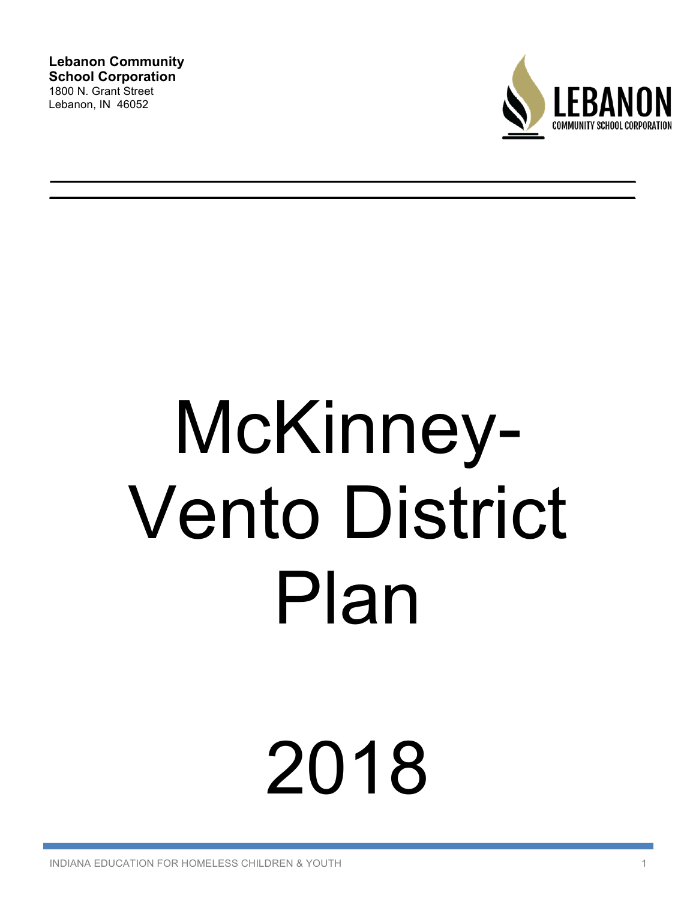**Lebanon Community School Corporation**
1800 N. Grant Street
Lebanon, IN 46052

LEBANON
COMMUNITY SCHOOL CORPORATION

---

# McKinney-Vento District Plan

# 2018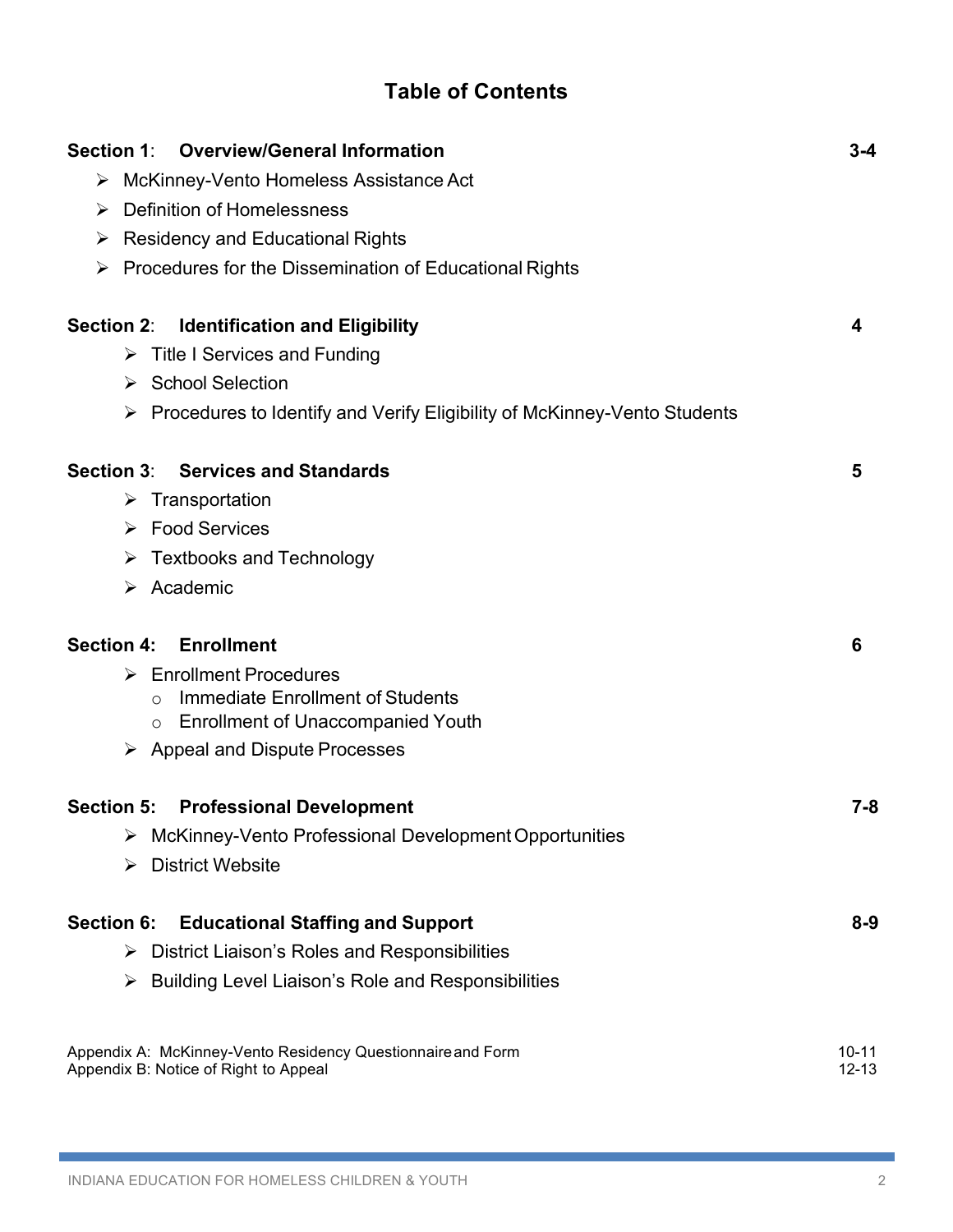# Table of Contents

**Section 1: Overview/General Information** — 3-4

- McKinney-Vento Homeless Assistance Act
- Definition of Homelessness
- Residency and Educational Rights
- Procedures for the Dissemination of Educational Rights

**Section 2: Identification and Eligibility** — 4

- Title I Services and Funding
- School Selection
- Procedures to Identify and Verify Eligibility of McKinney-Vento Students

**Section 3: Services and Standards** — 5

- Transportation
- Food Services
- Textbooks and Technology
- Academic

**Section 4: Enrollment** — 6

- Enrollment Procedures
  - Immediate Enrollment of Students
  - Enrollment of Unaccompanied Youth
- Appeal and Dispute Processes

**Section 5: Professional Development** — 7-8

- McKinney-Vento Professional Development Opportunities
- District Website

**Section 6: Educational Staffing and Support** — 8-9

- District Liaison's Roles and Responsibilities
- Building Level Liaison's Role and Responsibilities

Appendix A: McKinney-Vento Residency Questionnaire and Form — 10-11

Appendix B: Notice of Right to Appeal — 12-13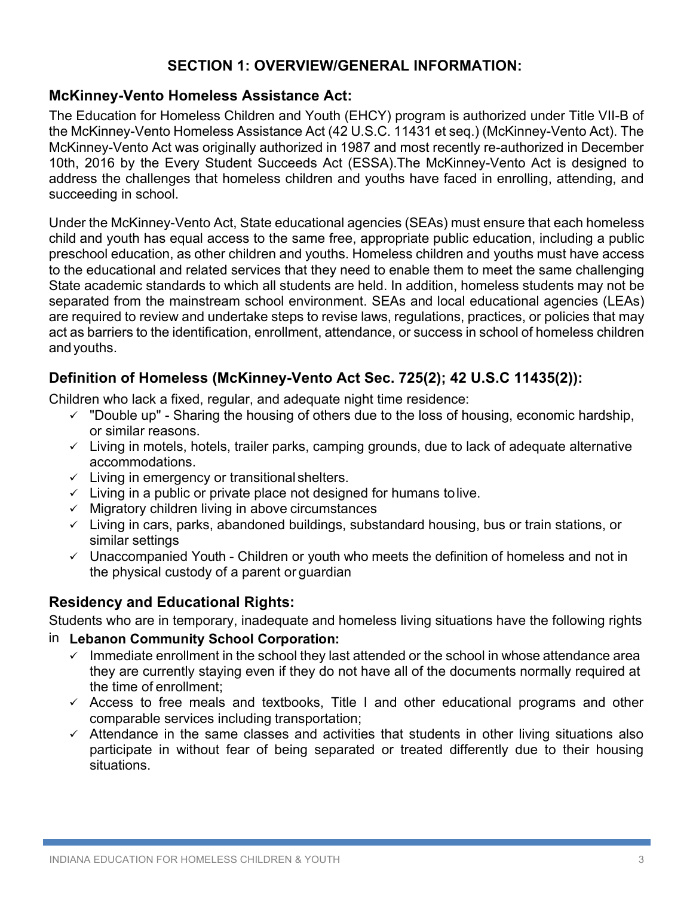## SECTION 1: OVERVIEW/GENERAL INFORMATION:

### McKinney-Vento Homeless Assistance Act:

The Education for Homeless Children and Youth (EHCY) program is authorized under Title VII-B of the McKinney-Vento Homeless Assistance Act (42 U.S.C. 11431 et seq.) (McKinney-Vento Act). The McKinney-Vento Act was originally authorized in 1987 and most recently re-authorized in December 10th, 2016 by the Every Student Succeeds Act (ESSA).The McKinney-Vento Act is designed to address the challenges that homeless children and youths have faced in enrolling, attending, and succeeding in school.

Under the McKinney-Vento Act, State educational agencies (SEAs) must ensure that each homeless child and youth has equal access to the same free, appropriate public education, including a public preschool education, as other children and youths. Homeless children and youths must have access to the educational and related services that they need to enable them to meet the same challenging State academic standards to which all students are held. In addition, homeless students may not be separated from the mainstream school environment. SEAs and local educational agencies (LEAs) are required to review and undertake steps to revise laws, regulations, practices, or policies that may act as barriers to the identification, enrollment, attendance, or success in school of homeless children and youths.

### Definition of Homeless (McKinney-Vento Act Sec. 725(2); 42 U.S.C 11435(2)):

Children who lack a fixed, regular, and adequate night time residence:

- ✓ "Double up" - Sharing the housing of others due to the loss of housing, economic hardship, or similar reasons.
- ✓ Living in motels, hotels, trailer parks, camping grounds, due to lack of adequate alternative accommodations.
- ✓ Living in emergency or transitional shelters.
- ✓ Living in a public or private place not designed for humans to live.
- ✓ Migratory children living in above circumstances
- ✓ Living in cars, parks, abandoned buildings, substandard housing, bus or train stations, or similar settings
- ✓ Unaccompanied Youth - Children or youth who meets the definition of homeless and not in the physical custody of a parent or guardian

### Residency and Educational Rights:

Students who are in temporary, inadequate and homeless living situations have the following rights in **Lebanon Community School Corporation:**

- ✓ Immediate enrollment in the school they last attended or the school in whose attendance area they are currently staying even if they do not have all of the documents normally required at the time of enrollment;
- ✓ Access to free meals and textbooks, Title I and other educational programs and other comparable services including transportation;
- ✓ Attendance in the same classes and activities that students in other living situations also participate in without fear of being separated or treated differently due to their housing situations.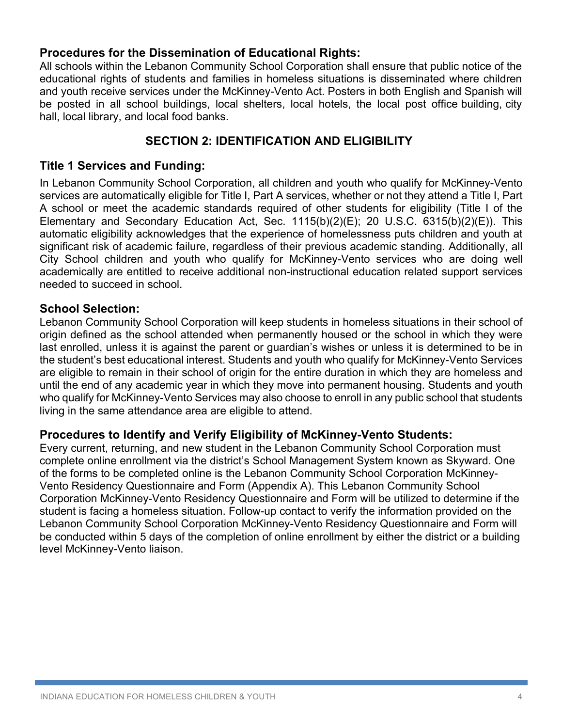### Procedures for the Dissemination of Educational Rights:

All schools within the Lebanon Community School Corporation shall ensure that public notice of the educational rights of students and families in homeless situations is disseminated where children and youth receive services under the McKinney-Vento Act. Posters in both English and Spanish will be posted in all school buildings, local shelters, local hotels, the local post office building, city hall, local library, and local food banks.

## SECTION 2: IDENTIFICATION AND ELIGIBILITY

### Title 1 Services and Funding:

In Lebanon Community School Corporation, all children and youth who qualify for McKinney-Vento services are automatically eligible for Title I, Part A services, whether or not they attend a Title I, Part A school or meet the academic standards required of other students for eligibility (Title I of the Elementary and Secondary Education Act, Sec. 1115(b)(2)(E); 20 U.S.C. 6315(b)(2)(E)). This automatic eligibility acknowledges that the experience of homelessness puts children and youth at significant risk of academic failure, regardless of their previous academic standing. Additionally, all City School children and youth who qualify for McKinney-Vento services who are doing well academically are entitled to receive additional non-instructional education related support services needed to succeed in school.

### School Selection:

Lebanon Community School Corporation will keep students in homeless situations in their school of origin defined as the school attended when permanently housed or the school in which they were last enrolled, unless it is against the parent or guardian's wishes or unless it is determined to be in the student's best educational interest. Students and youth who qualify for McKinney-Vento Services are eligible to remain in their school of origin for the entire duration in which they are homeless and until the end of any academic year in which they move into permanent housing. Students and youth who qualify for McKinney-Vento Services may also choose to enroll in any public school that students living in the same attendance area are eligible to attend.

### Procedures to Identify and Verify Eligibility of McKinney-Vento Students:

Every current, returning, and new student in the Lebanon Community School Corporation must complete online enrollment via the district's School Management System known as Skyward. One of the forms to be completed online is the Lebanon Community School Corporation McKinney-Vento Residency Questionnaire and Form (Appendix A). This Lebanon Community School Corporation McKinney-Vento Residency Questionnaire and Form will be utilized to determine if the student is facing a homeless situation. Follow-up contact to verify the information provided on the Lebanon Community School Corporation McKinney-Vento Residency Questionnaire and Form will be conducted within 5 days of the completion of online enrollment by either the district or a building level McKinney-Vento liaison.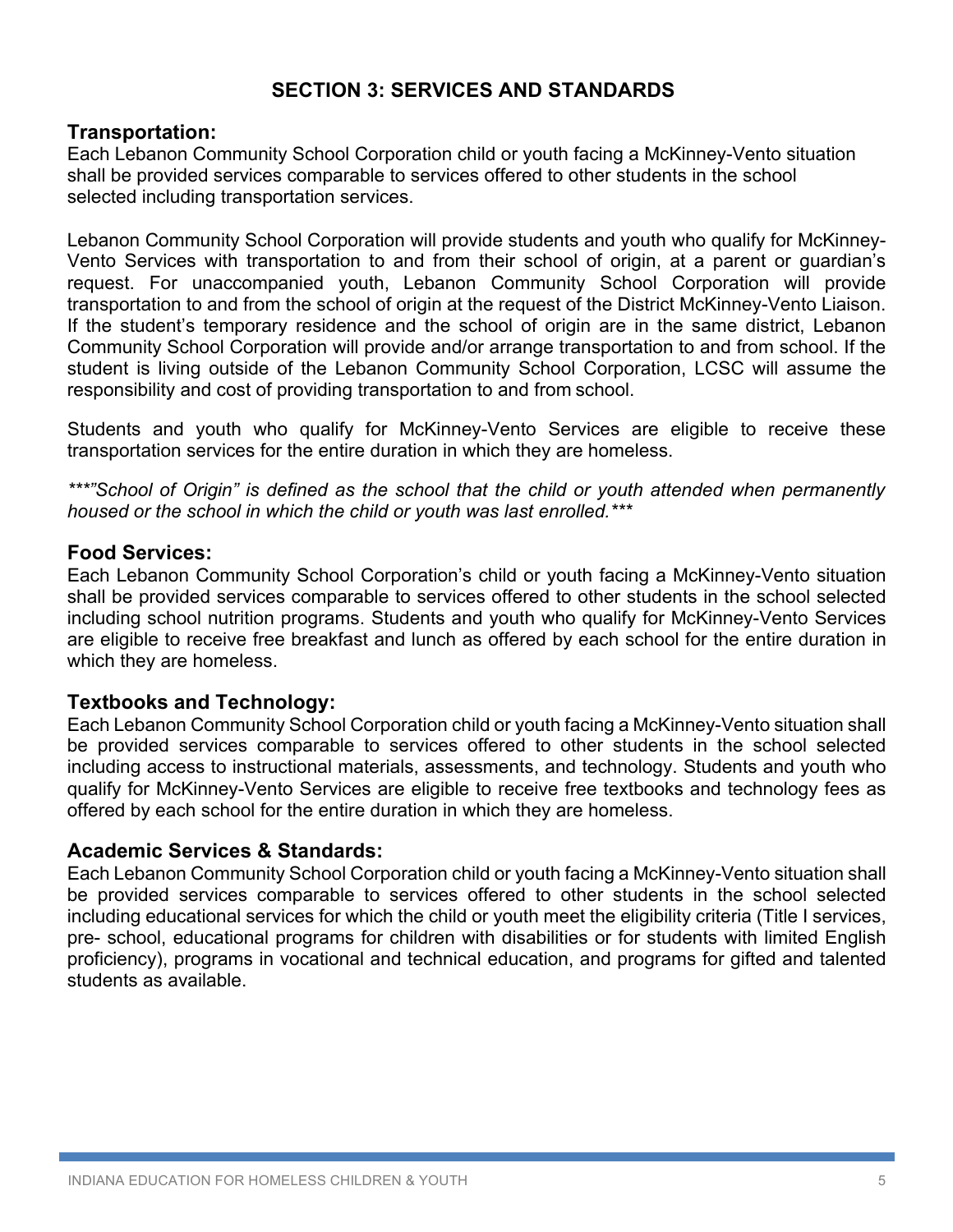## SECTION 3: SERVICES AND STANDARDS

### Transportation:

Each Lebanon Community School Corporation child or youth facing a McKinney-Vento situation shall be provided services comparable to services offered to other students in the school selected including transportation services.

Lebanon Community School Corporation will provide students and youth who qualify for McKinney-Vento Services with transportation to and from their school of origin, at a parent or guardian's request. For unaccompanied youth, Lebanon Community School Corporation will provide transportation to and from the school of origin at the request of the District McKinney-Vento Liaison. If the student's temporary residence and the school of origin are in the same district, Lebanon Community School Corporation will provide and/or arrange transportation to and from school. If the student is living outside of the Lebanon Community School Corporation, LCSC will assume the responsibility and cost of providing transportation to and from school.

Students and youth who qualify for McKinney-Vento Services are eligible to receive these transportation services for the entire duration in which they are homeless.

*\*\*\*"School of Origin" is defined as the school that the child or youth attended when permanently housed or the school in which the child or youth was last enrolled.\*\*\**

### Food Services:

Each Lebanon Community School Corporation's child or youth facing a McKinney-Vento situation shall be provided services comparable to services offered to other students in the school selected including school nutrition programs. Students and youth who qualify for McKinney-Vento Services are eligible to receive free breakfast and lunch as offered by each school for the entire duration in which they are homeless.

### Textbooks and Technology:

Each Lebanon Community School Corporation child or youth facing a McKinney-Vento situation shall be provided services comparable to services offered to other students in the school selected including access to instructional materials, assessments, and technology. Students and youth who qualify for McKinney-Vento Services are eligible to receive free textbooks and technology fees as offered by each school for the entire duration in which they are homeless.

### Academic Services & Standards:

Each Lebanon Community School Corporation child or youth facing a McKinney-Vento situation shall be provided services comparable to services offered to other students in the school selected including educational services for which the child or youth meet the eligibility criteria (Title I services, pre- school, educational programs for children with disabilities or for students with limited English proficiency), programs in vocational and technical education, and programs for gifted and talented students as available.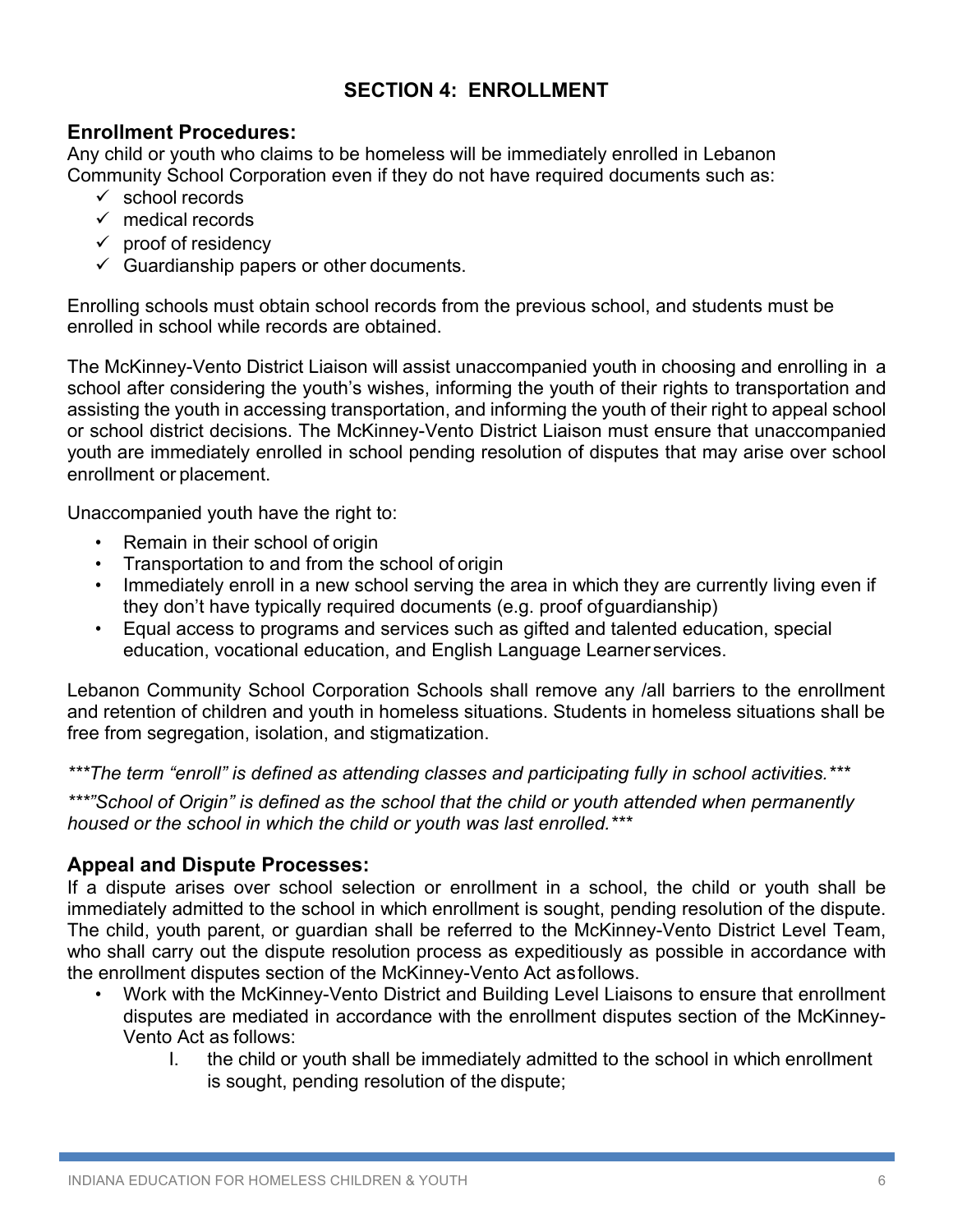## SECTION 4: ENROLLMENT

### Enrollment Procedures:

Any child or youth who claims to be homeless will be immediately enrolled in Lebanon Community School Corporation even if they do not have required documents such as:

- ✓ school records
- ✓ medical records
- ✓ proof of residency
- ✓ Guardianship papers or other documents.

Enrolling schools must obtain school records from the previous school, and students must be enrolled in school while records are obtained.

The McKinney-Vento District Liaison will assist unaccompanied youth in choosing and enrolling in a school after considering the youth's wishes, informing the youth of their rights to transportation and assisting the youth in accessing transportation, and informing the youth of their right to appeal school or school district decisions. The McKinney-Vento District Liaison must ensure that unaccompanied youth are immediately enrolled in school pending resolution of disputes that may arise over school enrollment or placement.

Unaccompanied youth have the right to:

- Remain in their school of origin
- Transportation to and from the school of origin
- Immediately enroll in a new school serving the area in which they are currently living even if they don't have typically required documents (e.g. proof of guardianship)
- Equal access to programs and services such as gifted and talented education, special education, vocational education, and English Language Learner services.

Lebanon Community School Corporation Schools shall remove any /all barriers to the enrollment and retention of children and youth in homeless situations. Students in homeless situations shall be free from segregation, isolation, and stigmatization.

****The term "enroll" is defined as attending classes and participating fully in school activities.****

****"School of Origin" is defined as the school that the child or youth attended when permanently housed or the school in which the child or youth was last enrolled.****

### Appeal and Dispute Processes:

If a dispute arises over school selection or enrollment in a school, the child or youth shall be immediately admitted to the school in which enrollment is sought, pending resolution of the dispute. The child, youth parent, or guardian shall be referred to the McKinney-Vento District Level Team, who shall carry out the dispute resolution process as expeditiously as possible in accordance with the enrollment disputes section of the McKinney-Vento Act as follows.

- Work with the McKinney-Vento District and Building Level Liaisons to ensure that enrollment disputes are mediated in accordance with the enrollment disputes section of the McKinney-Vento Act as follows:
    - I. the child or youth shall be immediately admitted to the school in which enrollment is sought, pending resolution of the dispute;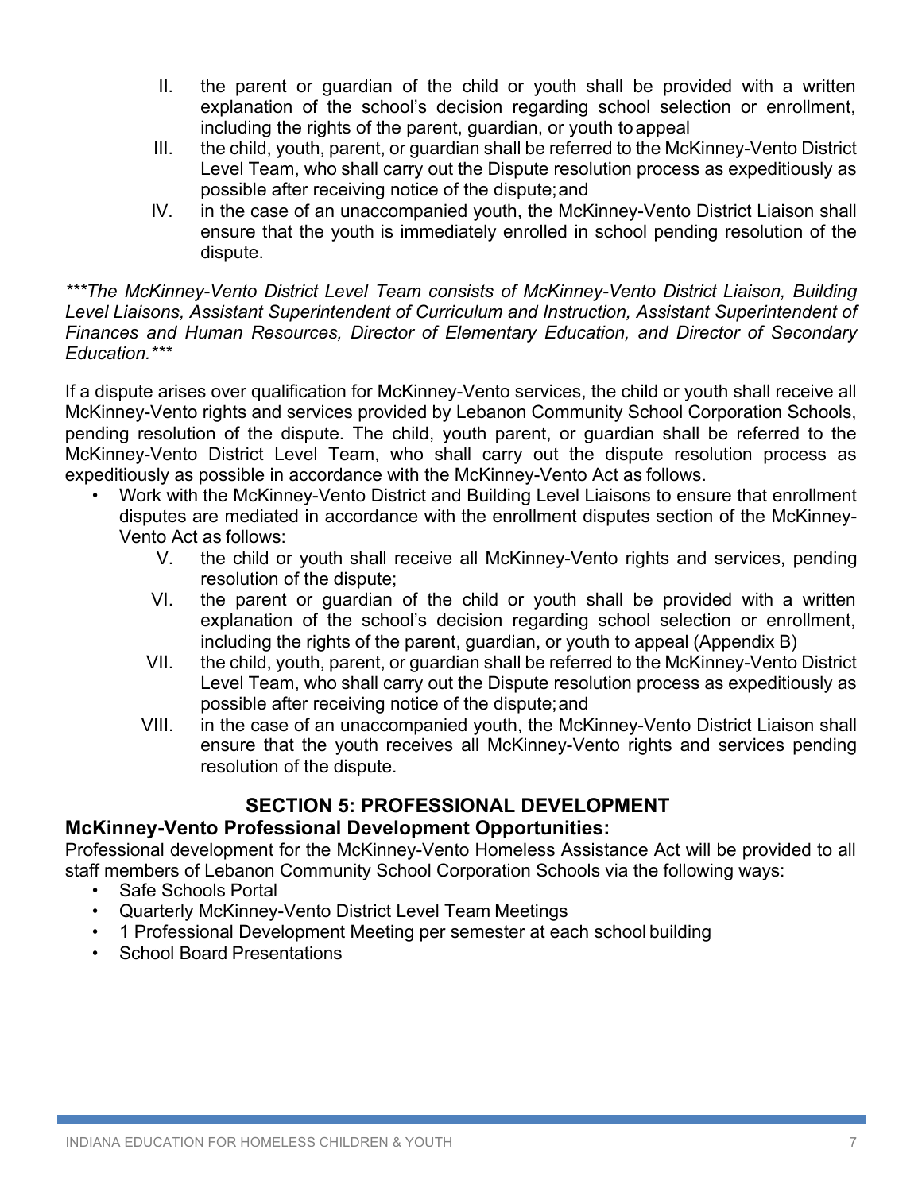II. the parent or guardian of the child or youth shall be provided with a written explanation of the school's decision regarding school selection or enrollment, including the rights of the parent, guardian, or youth to appeal
III. the child, youth, parent, or guardian shall be referred to the McKinney-Vento District Level Team, who shall carry out the Dispute resolution process as expeditiously as possible after receiving notice of the dispute; and
IV. in the case of an unaccompanied youth, the McKinney-Vento District Liaison shall ensure that the youth is immediately enrolled in school pending resolution of the dispute.

****The McKinney-Vento District Level Team consists of McKinney-Vento District Liaison, Building Level Liaisons, Assistant Superintendent of Curriculum and Instruction, Assistant Superintendent of Finances and Human Resources, Director of Elementary Education, and Director of Secondary Education.****

If a dispute arises over qualification for McKinney-Vento services, the child or youth shall receive all McKinney-Vento rights and services provided by Lebanon Community School Corporation Schools, pending resolution of the dispute. The child, youth parent, or guardian shall be referred to the McKinney-Vento District Level Team, who shall carry out the dispute resolution process as expeditiously as possible in accordance with the McKinney-Vento Act as follows.

- Work with the McKinney-Vento District and Building Level Liaisons to ensure that enrollment disputes are mediated in accordance with the enrollment disputes section of the McKinney-Vento Act as follows:
  V. the child or youth shall receive all McKinney-Vento rights and services, pending resolution of the dispute;
  VI. the parent or guardian of the child or youth shall be provided with a written explanation of the school's decision regarding school selection or enrollment, including the rights of the parent, guardian, or youth to appeal (Appendix B)
  VII. the child, youth, parent, or guardian shall be referred to the McKinney-Vento District Level Team, who shall carry out the Dispute resolution process as expeditiously as possible after receiving notice of the dispute; and
  VIII. in the case of an unaccompanied youth, the McKinney-Vento District Liaison shall ensure that the youth receives all McKinney-Vento rights and services pending resolution of the dispute.

## SECTION 5: PROFESSIONAL DEVELOPMENT

### McKinney-Vento Professional Development Opportunities:

Professional development for the McKinney-Vento Homeless Assistance Act will be provided to all staff members of Lebanon Community School Corporation Schools via the following ways:

- Safe Schools Portal
- Quarterly McKinney-Vento District Level Team Meetings
- 1 Professional Development Meeting per semester at each school building
- School Board Presentations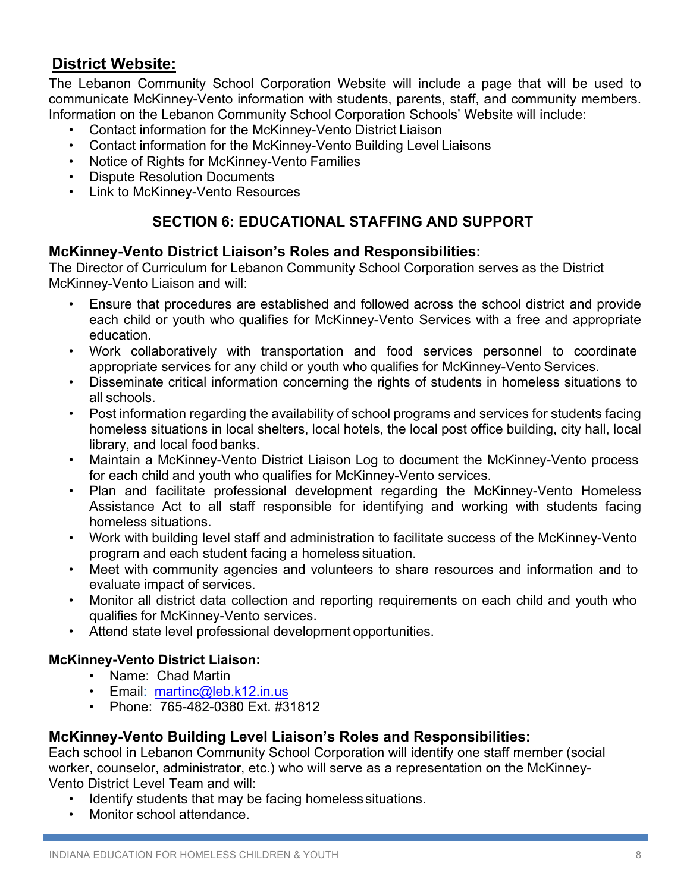## District Website:

The Lebanon Community School Corporation Website will include a page that will be used to communicate McKinney-Vento information with students, parents, staff, and community members. Information on the Lebanon Community School Corporation Schools' Website will include:

- Contact information for the McKinney-Vento District Liaison
- Contact information for the McKinney-Vento Building Level Liaisons
- Notice of Rights for McKinney-Vento Families
- Dispute Resolution Documents
- Link to McKinney-Vento Resources

## SECTION 6: EDUCATIONAL STAFFING AND SUPPORT

### McKinney-Vento District Liaison's Roles and Responsibilities:

The Director of Curriculum for Lebanon Community School Corporation serves as the District McKinney-Vento Liaison and will:

- Ensure that procedures are established and followed across the school district and provide each child or youth who qualifies for McKinney-Vento Services with a free and appropriate education.
- Work collaboratively with transportation and food services personnel to coordinate appropriate services for any child or youth who qualifies for McKinney-Vento Services.
- Disseminate critical information concerning the rights of students in homeless situations to all schools.
- Post information regarding the availability of school programs and services for students facing homeless situations in local shelters, local hotels, the local post office building, city hall, local library, and local food banks.
- Maintain a McKinney-Vento District Liaison Log to document the McKinney-Vento process for each child and youth who qualifies for McKinney-Vento services.
- Plan and facilitate professional development regarding the McKinney-Vento Homeless Assistance Act to all staff responsible for identifying and working with students facing homeless situations.
- Work with building level staff and administration to facilitate success of the McKinney-Vento program and each student facing a homeless situation.
- Meet with community agencies and volunteers to share resources and information and to evaluate impact of services.
- Monitor all district data collection and reporting requirements on each child and youth who qualifies for McKinney-Vento services.
- Attend state level professional development opportunities.

**McKinney-Vento District Liaison:**

- Name: Chad Martin
- Email: martinc@leb.k12.in.us
- Phone: 765-482-0380 Ext. #31812

### McKinney-Vento Building Level Liaison's Roles and Responsibilities:

Each school in Lebanon Community School Corporation will identify one staff member (social worker, counselor, administrator, etc.) who will serve as a representation on the McKinney-Vento District Level Team and will:

- Identify students that may be facing homeless situations.
- Monitor school attendance.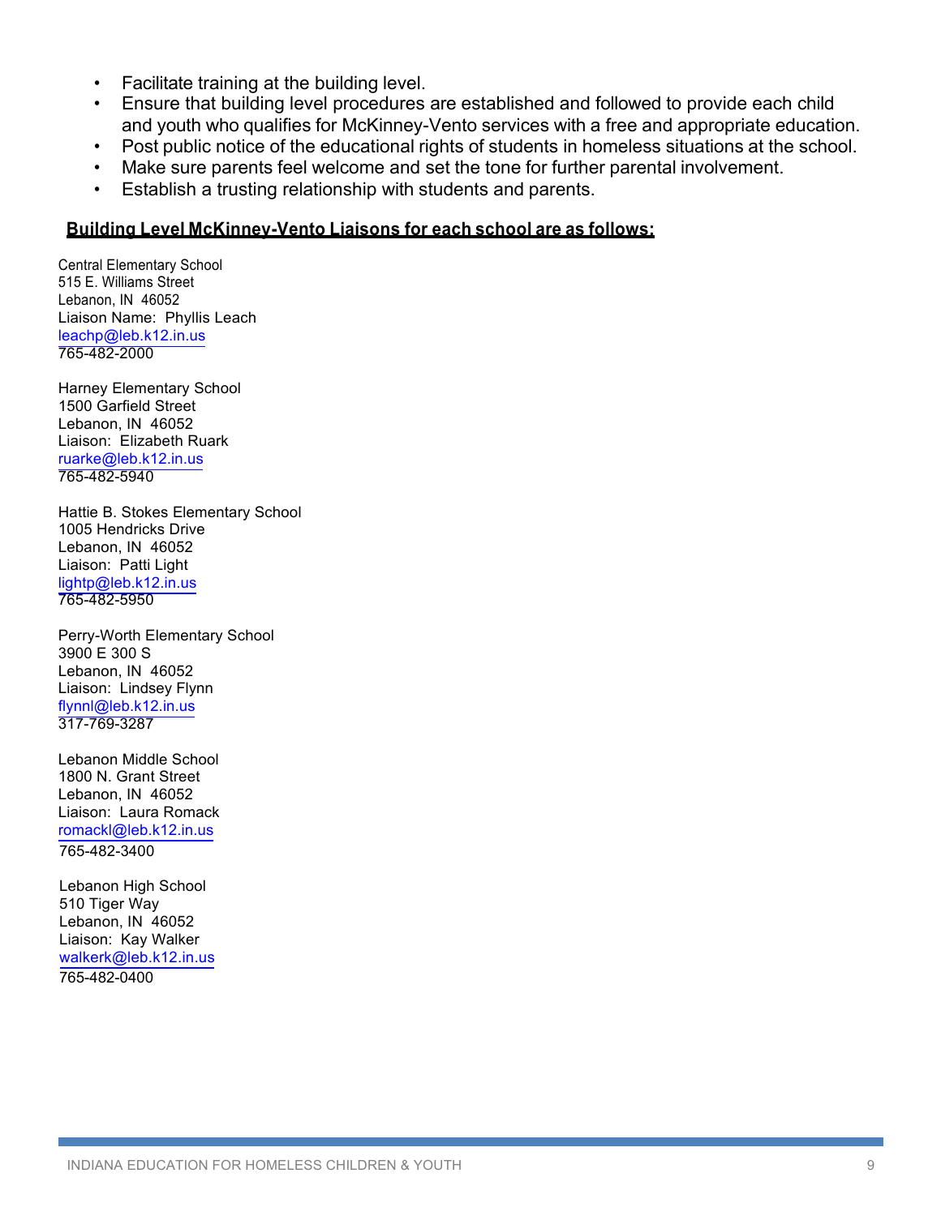- Facilitate training at the building level.
- Ensure that building level procedures are established and followed to provide each child and youth who qualifies for McKinney-Vento services with a free and appropriate education.
- Post public notice of the educational rights of students in homeless situations at the school.
- Make sure parents feel welcome and set the tone for further parental involvement.
- Establish a trusting relationship with students and parents.

**Building Level McKinney-Vento Liaisons for each school are as follows:**

Central Elementary School
515 E. Williams Street
Lebanon, IN 46052
Liaison Name: Phyllis Leach
leachp@leb.k12.in.us
765-482-2000

Harney Elementary School
1500 Garfield Street
Lebanon, IN 46052
Liaison: Elizabeth Ruark
ruarke@leb.k12.in.us
765-482-5940

Hattie B. Stokes Elementary School
1005 Hendricks Drive
Lebanon, IN 46052
Liaison: Patti Light
lightp@leb.k12.in.us
765-482-5950

Perry-Worth Elementary School
3900 E 300 S
Lebanon, IN 46052
Liaison: Lindsey Flynn
flynnl@leb.k12.in.us
317-769-3287

Lebanon Middle School
1800 N. Grant Street
Lebanon, IN 46052
Liaison: Laura Romack
romackl@leb.k12.in.us
765-482-3400

Lebanon High School
510 Tiger Way
Lebanon, IN 46052
Liaison: Kay Walker
walkerk@leb.k12.in.us
765-482-0400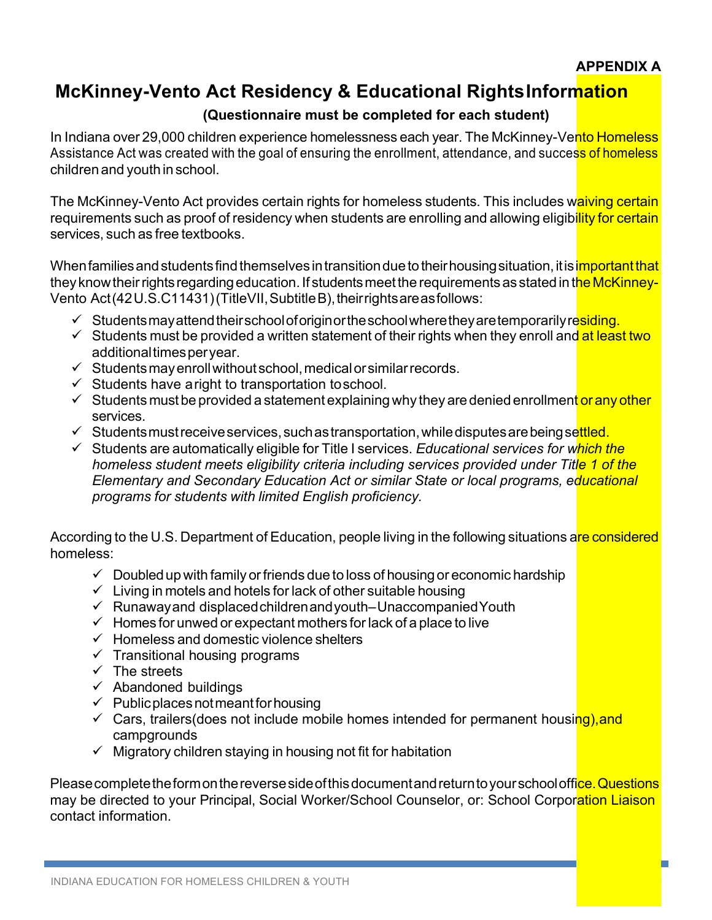**APPENDIX A**

# McKinney-Vento Act Residency & Educational Rights Information

**(Questionnaire must be completed for each student)**

In Indiana over 29,000 children experience homelessness each year. The McKinney-Vento Homeless Assistance Act was created with the goal of ensuring the enrollment, attendance, and success of homeless children and youth in school.

The McKinney-Vento Act provides certain rights for homeless students. This includes waiving certain requirements such as proof of residency when students are enrolling and allowing eligibility for certain services, such as free textbooks.

When families and students find themselves in transition due to their housing situation, it is important that they know their rights regarding education. If students meet the requirements as stated in the McKinney-Vento Act (42 U.S.C11431) (Title VII, Subtitle B), their rights are as follows:

- ✓ Students may attend their school of origin or the school where they are temporarily residing.
- ✓ Students must be provided a written statement of their rights when they enroll and at least two additional times per year.
- ✓ Students may enroll without school, medical or similar records.
- ✓ Students have a right to transportation to school.
- ✓ Students must be provided a statement explaining why they are denied enrollment or any other services.
- ✓ Students must receive services, such as transportation, while disputes are being settled.
- ✓ Students are automatically eligible for Title I services. *Educational services for which the homeless student meets eligibility criteria including services provided under Title 1 of the Elementary and Secondary Education Act or similar State or local programs, educational programs for students with limited English proficiency.*

According to the U.S. Department of Education, people living in the following situations are considered homeless:

- ✓ Doubled up with family or friends due to loss of housing or economic hardship
- ✓ Living in motels and hotels for lack of other suitable housing
- ✓ Runaway and displaced children and youth–Unaccompanied Youth
- ✓ Homes for unwed or expectant mothers for lack of a place to live
- ✓ Homeless and domestic violence shelters
- ✓ Transitional housing programs
- ✓ The streets
- ✓ Abandoned buildings
- ✓ Public places not meant for housing
- ✓ Cars, trailers(does not include mobile homes intended for permanent housing),and campgrounds
- ✓ Migratory children staying in housing not fit for habitation

Please complete the form on the reverse side of this document and return to your school office. Questions may be directed to your Principal, Social Worker/School Counselor, or: School Corporation Liaison contact information.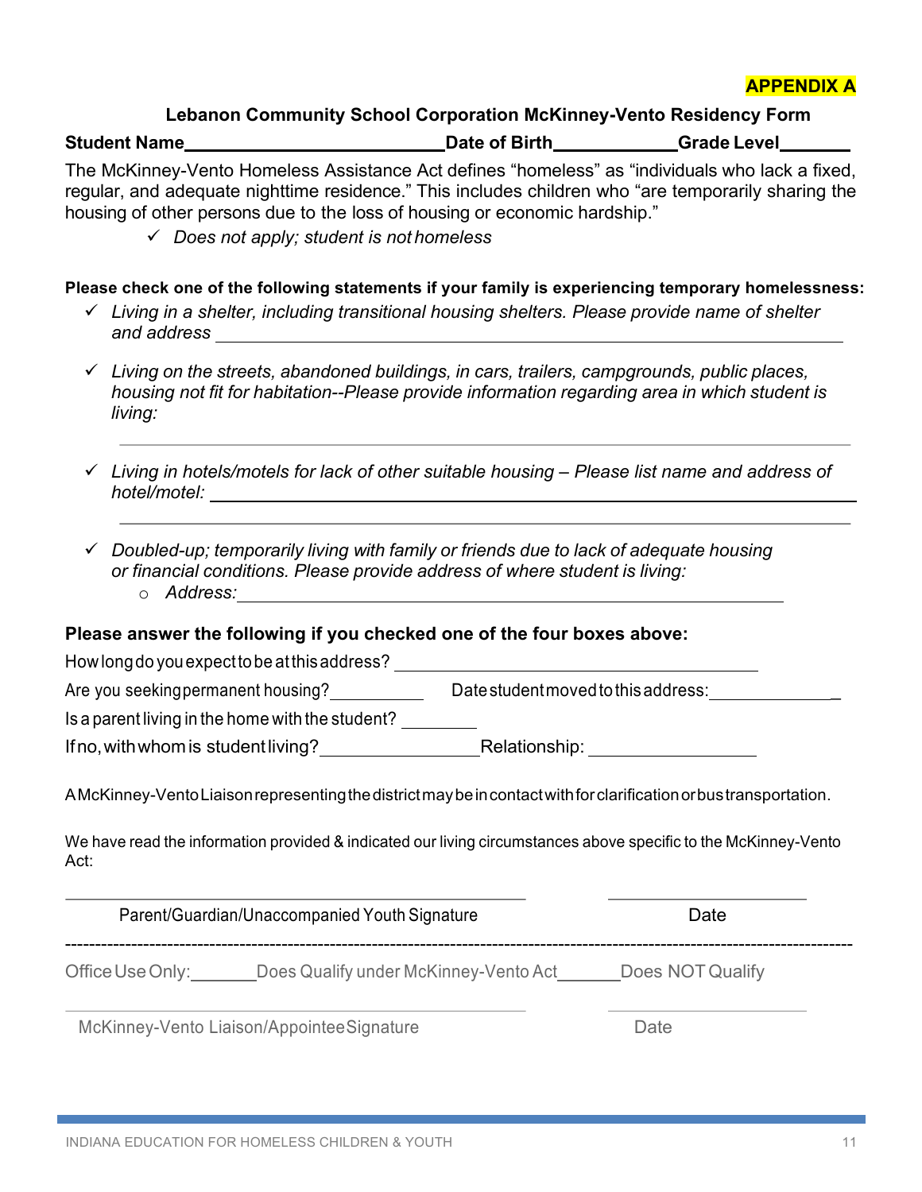**APPENDIX A**

### Lebanon Community School Corporation McKinney-Vento Residency Form

**Student Name**\_\_\_\_\_\_\_\_\_\_\_\_\_\_\_\_\_\_\_\_\_\_\_\_\_\_\_\_ **Date of Birth**\_\_\_\_\_\_\_\_\_\_\_\_\_ **Grade Level**\_\_\_\_\_\_\_

The McKinney-Vento Homeless Assistance Act defines "homeless" as "individuals who lack a fixed, regular, and adequate nighttime residence." This includes children who "are temporarily sharing the housing of other persons due to the loss of housing or economic hardship."

- ✓ *Does not apply; student is not homeless*

**Please check one of the following statements if your family is experiencing temporary homelessness:**

- ✓ *Living in a shelter, including transitional housing shelters. Please provide name of shelter and address* \_\_\_\_\_\_\_\_\_\_\_\_\_\_\_\_\_\_\_\_\_\_\_\_\_\_\_\_\_\_\_\_\_\_\_\_\_\_\_\_\_\_\_\_\_\_\_\_\_\_
- ✓ *Living on the streets, abandoned buildings, in cars, trailers, campgrounds, public places, housing not fit for habitation--Please provide information regarding area in which student is living:*

  \_\_\_\_\_\_\_\_\_\_\_\_\_\_\_\_\_\_\_\_\_\_\_\_\_\_\_\_\_\_\_\_\_\_\_\_\_\_\_\_\_\_\_\_\_\_\_\_\_\_\_\_\_\_\_\_\_\_\_\_\_\_\_\_
- ✓ *Living in hotels/motels for lack of other suitable housing – Please list name and address of hotel/motel:* \_\_\_\_\_\_\_\_\_\_\_\_\_\_\_\_\_\_\_\_\_\_\_\_\_\_\_\_\_\_\_\_\_\_\_\_\_\_\_\_\_\_\_\_\_\_\_\_\_\_\_\_\_\_\_

  \_\_\_\_\_\_\_\_\_\_\_\_\_\_\_\_\_\_\_\_\_\_\_\_\_\_\_\_\_\_\_\_\_\_\_\_\_\_\_\_\_\_\_\_\_\_\_\_\_\_\_\_\_\_\_\_\_\_\_\_\_\_\_\_
- ✓ *Doubled-up; temporarily living with family or friends due to lack of adequate housing or financial conditions. Please provide address of where student is living:*
  - *Address:*\_\_\_\_\_\_\_\_\_\_\_\_\_\_\_\_\_\_\_\_\_\_\_\_\_\_\_\_\_\_\_\_\_\_\_\_\_\_\_\_\_\_\_\_\_\_\_\_\_\_\_\_\_\_\_\_\_\_

**Please answer the following if you checked one of the four boxes above:**

How long do you expect to be at this address? \_\_\_\_\_\_\_\_\_\_\_\_\_\_\_\_\_\_\_\_\_\_\_\_\_\_\_\_\_\_\_\_\_\_\_\_\_\_\_\_

Are you seeking permanent housing?\_\_\_\_\_\_\_\_\_\_\_ Date student moved to this address:\_\_\_\_\_\_\_\_\_\_\_\_\_\_

Is a parent living in the home with the student? \_\_\_\_\_\_\_\_

If no, with whom is student living?\_\_\_\_\_\_\_\_\_\_\_\_\_\_\_\_\_\_\_\_ Relationship: \_\_\_\_\_\_\_\_\_\_\_\_\_\_\_\_\_\_\_\_

A McKinney-Vento Liaison representing the district may be in contact with for clarification or bus transportation.

We have read the information provided & indicated our living circumstances above specific to the McKinney-Vento Act:

\_\_\_\_\_\_\_\_\_\_\_\_\_\_\_\_\_\_\_\_\_\_\_\_\_\_\_\_\_\_\_\_\_\_\_\_\_\_\_\_\_\_\_\_ \_\_\_\_\_\_\_\_\_\_\_\_\_\_\_\_\_\_\_\_\_\_

Parent/Guardian/Unaccompanied Youth Signature Date

---

Office Use Only:\_\_\_\_\_\_\_Does Qualify under McKinney-Vento Act\_\_\_\_\_\_\_Does NOT Qualify

\_\_\_\_\_\_\_\_\_\_\_\_\_\_\_\_\_\_\_\_\_\_\_\_\_\_\_\_\_\_\_\_\_\_\_\_\_\_\_\_\_\_\_\_ \_\_\_\_\_\_\_\_\_\_\_\_\_\_\_\_\_\_\_\_\_\_

McKinney-Vento Liaison/Appointee Signature Date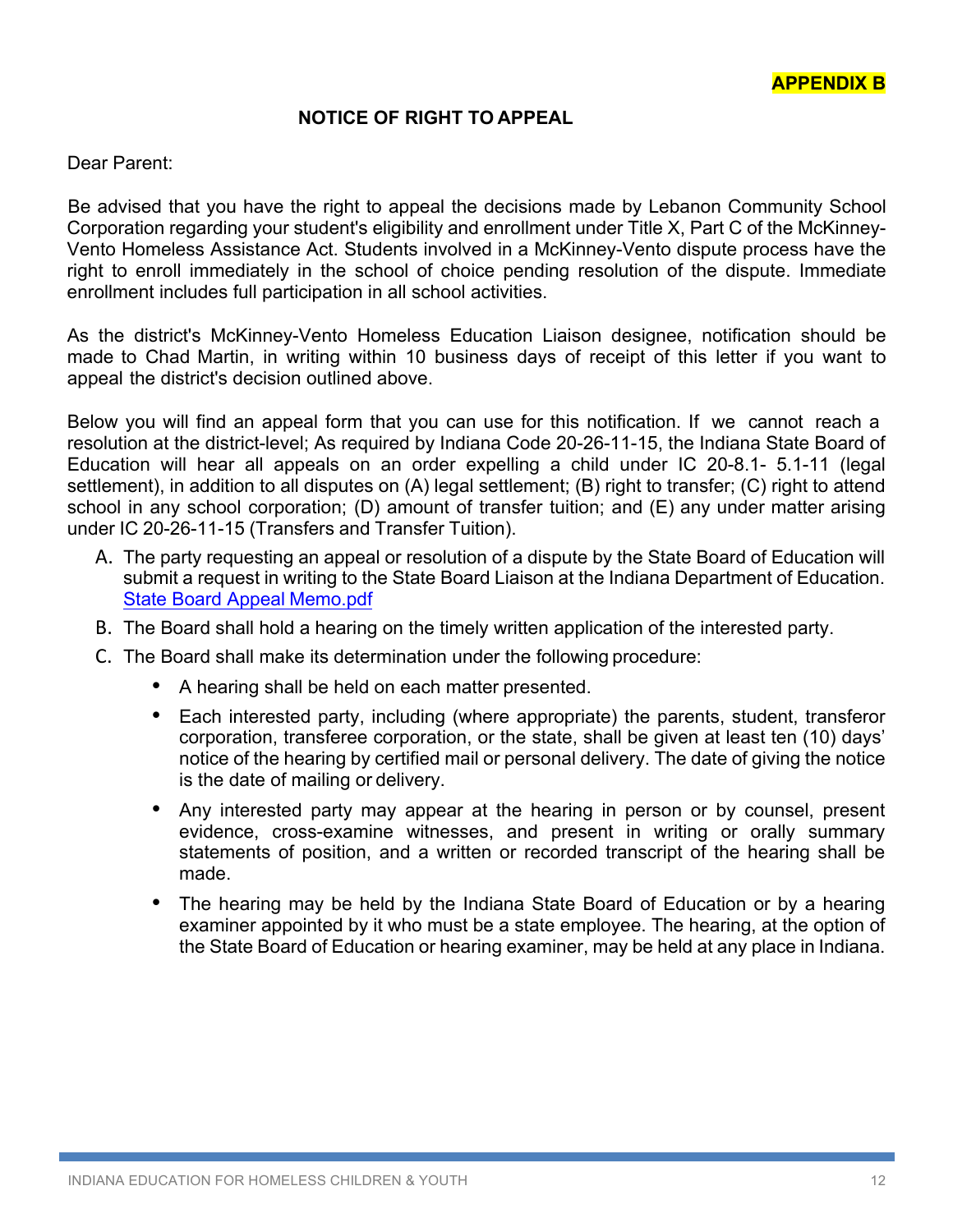**APPENDIX B**

## NOTICE OF RIGHT TO APPEAL

Dear Parent:

Be advised that you have the right to appeal the decisions made by Lebanon Community School Corporation regarding your student's eligibility and enrollment under Title X, Part C of the McKinney-Vento Homeless Assistance Act. Students involved in a McKinney-Vento dispute process have the right to enroll immediately in the school of choice pending resolution of the dispute. Immediate enrollment includes full participation in all school activities.

As the district's McKinney-Vento Homeless Education Liaison designee, notification should be made to Chad Martin, in writing within 10 business days of receipt of this letter if you want to appeal the district's decision outlined above.

Below you will find an appeal form that you can use for this notification. If we cannot reach a resolution at the district-level; As required by Indiana Code 20-26-11-15, the Indiana State Board of Education will hear all appeals on an order expelling a child under IC 20-8.1- 5.1-11 (legal settlement), in addition to all disputes on (A) legal settlement; (B) right to transfer; (C) right to attend school in any school corporation; (D) amount of transfer tuition; and (E) any under matter arising under IC 20-26-11-15 (Transfers and Transfer Tuition).

A. The party requesting an appeal or resolution of a dispute by the State Board of Education will submit a request in writing to the State Board Liaison at the Indiana Department of Education. [State Board Appeal Memo.pdf]
B. The Board shall hold a hearing on the timely written application of the interested party.
C. The Board shall make its determination under the following procedure:
   - A hearing shall be held on each matter presented.
   - Each interested party, including (where appropriate) the parents, student, transferor corporation, transferee corporation, or the state, shall be given at least ten (10) days' notice of the hearing by certified mail or personal delivery. The date of giving the notice is the date of mailing or delivery.
   - Any interested party may appear at the hearing in person or by counsel, present evidence, cross-examine witnesses, and present in writing or orally summary statements of position, and a written or recorded transcript of the hearing shall be made.
   - The hearing may be held by the Indiana State Board of Education or by a hearing examiner appointed by it who must be a state employee. The hearing, at the option of the State Board of Education or hearing examiner, may be held at any place in Indiana.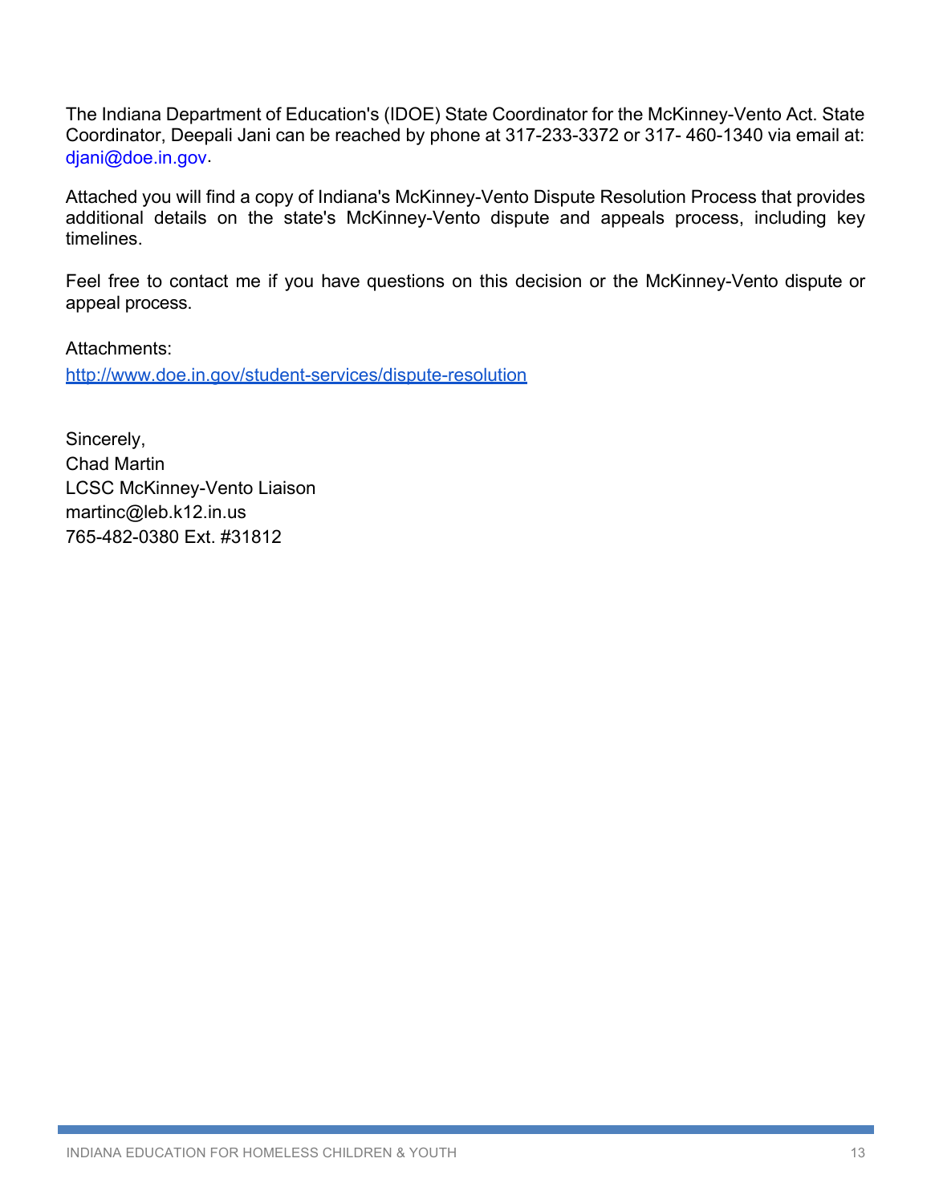The Indiana Department of Education's (IDOE) State Coordinator for the McKinney-Vento Act. State Coordinator, Deepali Jani can be reached by phone at 317-233-3372 or 317- 460-1340 via email at: djani@doe.in.gov.

Attached you will find a copy of Indiana's McKinney-Vento Dispute Resolution Process that provides additional details on the state's McKinney-Vento dispute and appeals process, including key timelines.

Feel free to contact me if you have questions on this decision or the McKinney-Vento dispute or appeal process.

Attachments:
http://www.doe.in.gov/student-services/dispute-resolution

Sincerely,
Chad Martin
LCSC McKinney-Vento Liaison
martinc@leb.k12.in.us
765-482-0380 Ext. #31812